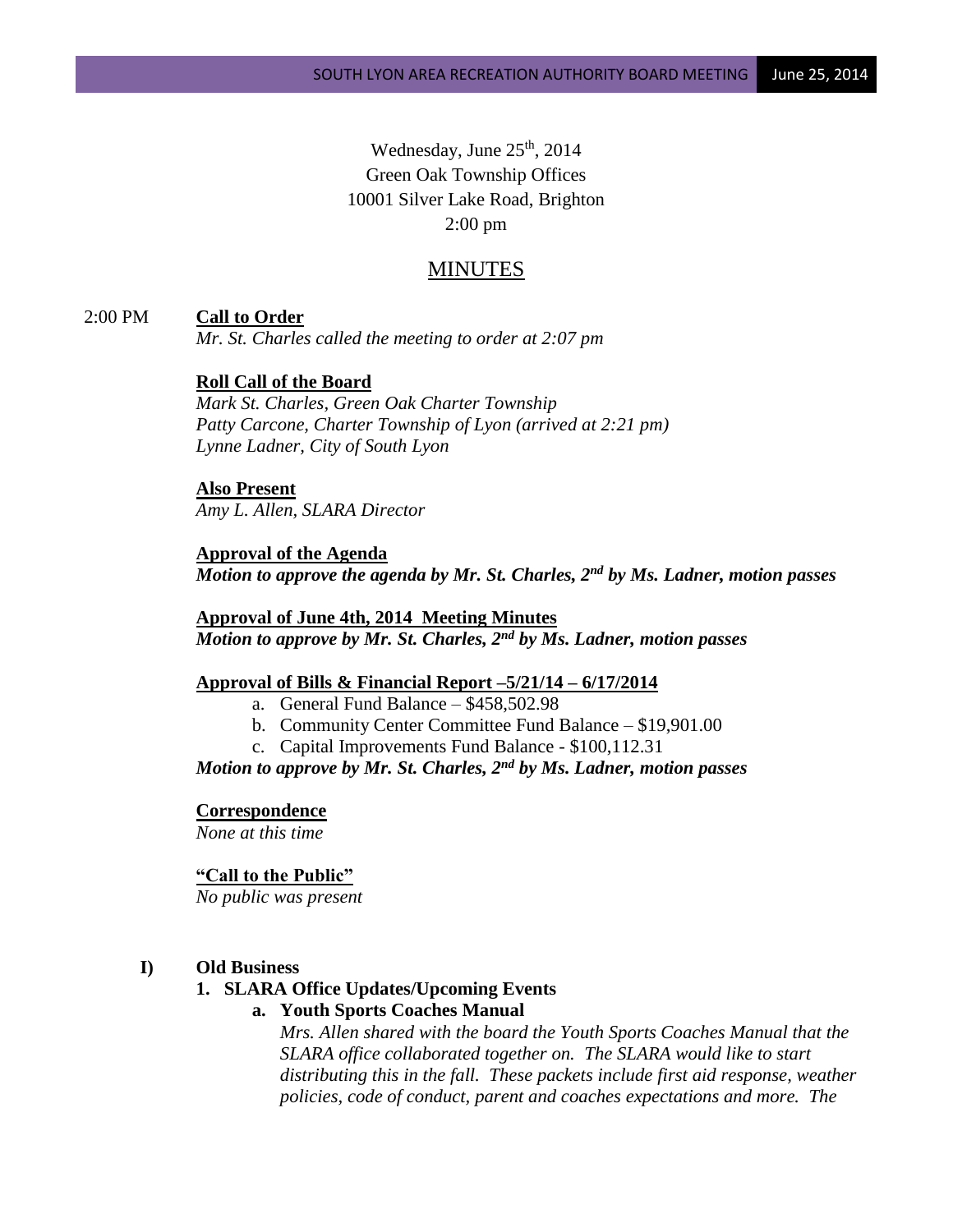Wednesday, June 25th, 2014
Green Oak Township Offices
10001 Silver Lake Road, Brighton
2:00 pm

# MINUTES

2:00 PM **Call to Order**

*Mr. St. Charles called the meeting to order at 2:07 pm*

**Roll Call of the Board**

*Mark St. Charles, Green Oak Charter Township*
*Patty Carcone, Charter Township of Lyon (arrived at 2:21 pm)*
*Lynne Ladner, City of South Lyon*

**Also Present**

*Amy L. Allen, SLARA Director*

**Approval of the Agenda**

***Motion to approve the agenda by Mr. St. Charles, 2nd by Ms. Ladner, motion passes***

**Approval of June 4th, 2014 Meeting Minutes**

***Motion to approve by Mr. St. Charles, 2nd by Ms. Ladner, motion passes***

**Approval of Bills & Financial Report –5/21/14 – 6/17/2014**

a. General Fund Balance – $458,502.98
b. Community Center Committee Fund Balance – $19,901.00
c. Capital Improvements Fund Balance - $100,112.31

***Motion to approve by Mr. St. Charles, 2nd by Ms. Ladner, motion passes***

**Correspondence**

*None at this time*

**"Call to the Public"**

*No public was present*

**I) Old Business**

**1. SLARA Office Updates/Upcoming Events**

**a. Youth Sports Coaches Manual**

*Mrs. Allen shared with the board the Youth Sports Coaches Manual that the SLARA office collaborated together on. The SLARA would like to start distributing this in the fall. These packets include first aid response, weather policies, code of conduct, parent and coaches expectations and more. The*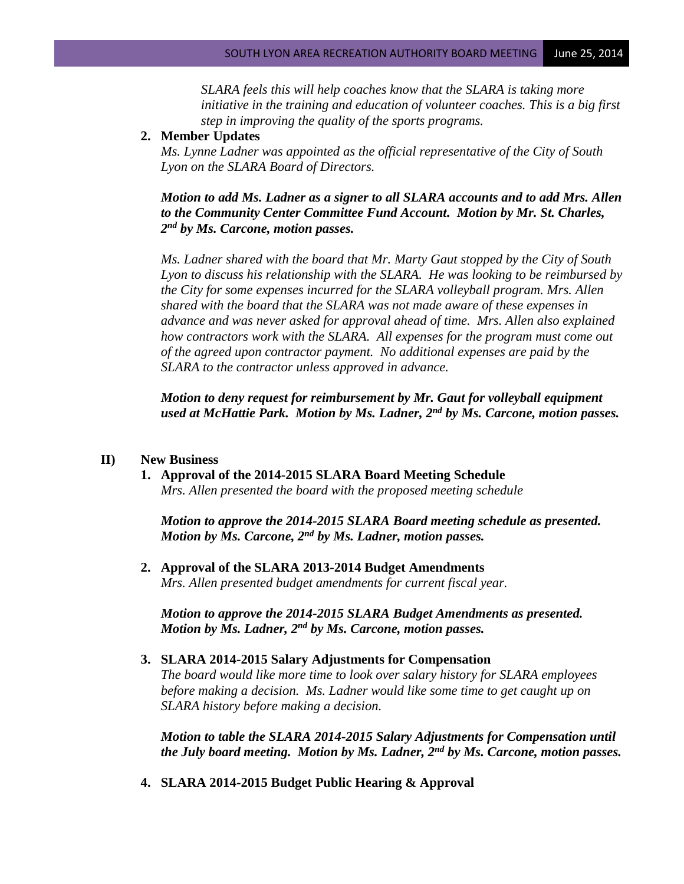*SLARA feels this will help coaches know that the SLARA is taking more initiative in the training and education of volunteer coaches. This is a big first step in improving the quality of the sports programs.*

2. **Member Updates**

   *Ms. Lynne Ladner was appointed as the official representative of the City of South Lyon on the SLARA Board of Directors.*

   ***Motion to add Ms. Ladner as a signer to all SLARA accounts and to add Mrs. Allen to the Community Center Committee Fund Account. Motion by Mr. St. Charles, 2nd by Ms. Carcone, motion passes.***

   *Ms. Ladner shared with the board that Mr. Marty Gaut stopped by the City of South Lyon to discuss his relationship with the SLARA. He was looking to be reimbursed by the City for some expenses incurred for the SLARA volleyball program. Mrs. Allen shared with the board that the SLARA was not made aware of these expenses in advance and was never asked for approval ahead of time. Mrs. Allen also explained how contractors work with the SLARA. All expenses for the program must come out of the agreed upon contractor payment. No additional expenses are paid by the SLARA to the contractor unless approved in advance.*

   ***Motion to deny request for reimbursement by Mr. Gaut for volleyball equipment used at McHattie Park. Motion by Ms. Ladner, 2nd by Ms. Carcone, motion passes.***

## II) New Business

1. **Approval of the 2014-2015 SLARA Board Meeting Schedule**

   *Mrs. Allen presented the board with the proposed meeting schedule*

   ***Motion to approve the 2014-2015 SLARA Board meeting schedule as presented. Motion by Ms. Carcone, 2nd by Ms. Ladner, motion passes.***

2. **Approval of the SLARA 2013-2014 Budget Amendments**

   *Mrs. Allen presented budget amendments for current fiscal year.*

   ***Motion to approve the 2014-2015 SLARA Budget Amendments as presented. Motion by Ms. Ladner, 2nd by Ms. Carcone, motion passes.***

3. **SLARA 2014-2015 Salary Adjustments for Compensation**

   *The board would like more time to look over salary history for SLARA employees before making a decision. Ms. Ladner would like some time to get caught up on SLARA history before making a decision.*

   ***Motion to table the SLARA 2014-2015 Salary Adjustments for Compensation until the July board meeting. Motion by Ms. Ladner, 2nd by Ms. Carcone, motion passes.***

4. **SLARA 2014-2015 Budget Public Hearing & Approval**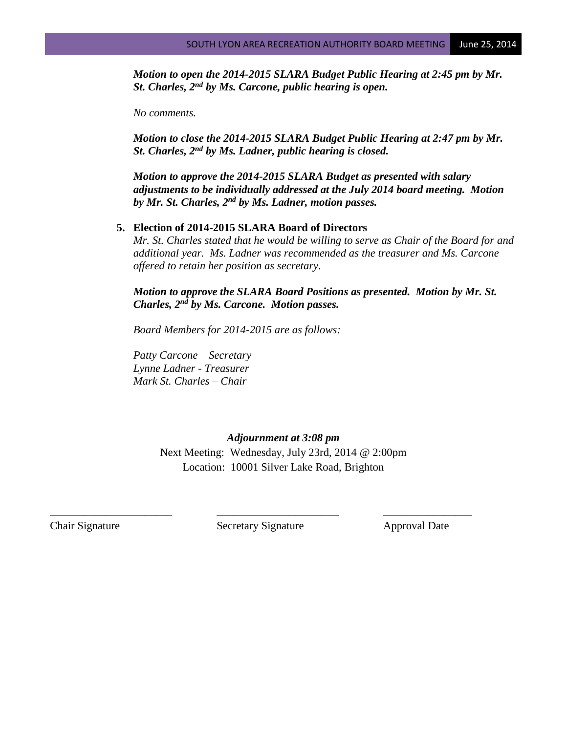***Motion to open the 2014-2015 SLARA Budget Public Hearing at 2:45 pm by Mr. St. Charles, 2nd by Ms. Carcone, public hearing is open.***

*No comments.*

***Motion to close the 2014-2015 SLARA Budget Public Hearing at 2:47 pm by Mr. St. Charles, 2nd by Ms. Ladner, public hearing is closed.***

***Motion to approve the 2014-2015 SLARA Budget as presented with salary adjustments to be individually addressed at the July 2014 board meeting. Motion by Mr. St. Charles, 2nd by Ms. Ladner, motion passes.***

5. **Election of 2014-2015 SLARA Board of Directors**
   *Mr. St. Charles stated that he would be willing to serve as Chair of the Board for and additional year. Ms. Ladner was recommended as the treasurer and Ms. Carcone offered to retain her position as secretary.*

   ***Motion to approve the SLARA Board Positions as presented. Motion by Mr. St. Charles, 2nd by Ms. Carcone. Motion passes.***

   *Board Members for 2014-2015 are as follows:*

   *Patty Carcone – Secretary*
   *Lynne Ladner - Treasurer*
   *Mark St. Charles – Chair*

***Adjournment at 3:08 pm***

Next Meeting: Wednesday, July 23rd, 2014 @ 2:00pm
Location: 10001 Silver Lake Road, Brighton

______________________ ______________________ ________________

Chair Signature Secretary Signature Approval Date